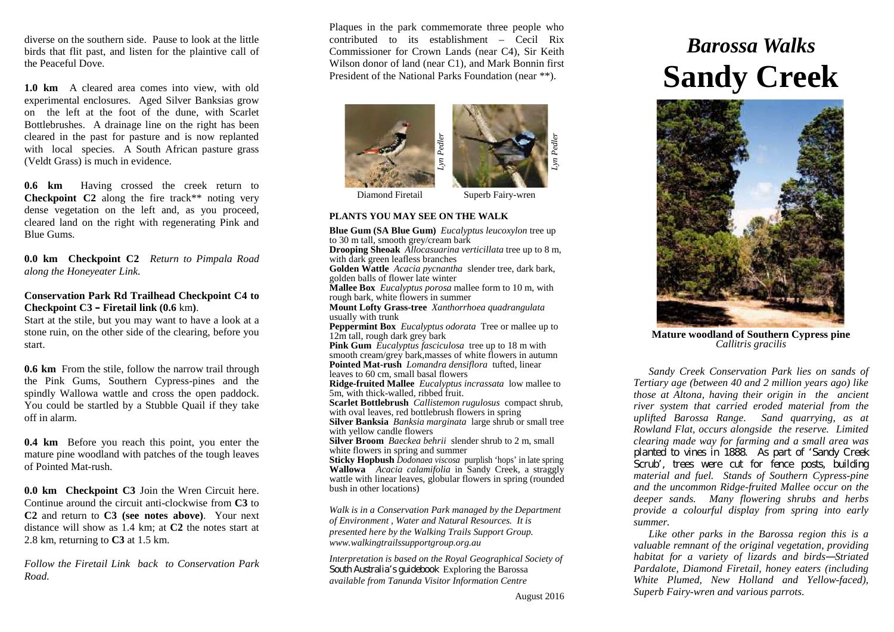diverse on the southern side. Pause to look at the little birds that flit past, and listen for the plaintive call of the Peaceful Dove.

**1.0 km** A cleared area comes into view, with old experimental enclosures. Aged Silver Banksias grow on the left at the foot of the dune, with Scarlet Bottlebrushes. A drainage line on the right has been cleared in the past for pasture and is now replanted with local species. A South African pasture grass (Veldt Grass) is much in evidence.

**0.6 km** Having crossed the creek return to **Checkpoint C2** along the fire track** noting very dense vegetation on the left and, as you proceed, cleared land on the right with regenerating Pink and Blue Gums.

**0.0 km Checkpoint C2** *Return to Pimpala Road along the Honeyeater Link.*

**Conservation Park Rd Trailhead Checkpoint C4 to Checkpoint C3 – Firetail link (0.6 km)**.

Start at the stile, but you may want to have a look at a stone ruin, on the other side of the clearing, before you start.

**0.6 km** From the stile, follow the narrow trail through the Pink Gums, Southern Cypress-pines and the spindly Wallowa wattle and cross the open paddock. You could be startled by a Stubble Quail if they take off in alarm.

**0.4 km** Before you reach this point, you enter the mature pine woodland with patches of the tough leaves of Pointed Mat-rush.

**0.0 km Checkpoint C3** Join the Wren Circuit here. Continue around the circuit anti-clockwise from **C3** to **C2** and return to **C3 (see notes above)**. Your next distance will show as 1.4 km; at **C2** the notes start at 2.8 km, returning to **C3** at 1.5 km.

*Follow the Firetail Link back to Conservation Park Road.*

Plaques in the park commemorate three people who contributed to its establishment – Cecil Rix Commissioner for Crown Lands (near C4), Sir Keith Wilson donor of land (near C1), and Mark Bonnin first President of the National Parks Foundation (near **).

*Lyn Pedler* *Lyn Pedler*

Diamond Firetail Superb Fairy-wren

### PLANTS YOU MAY SEE ON THE WALK

**Blue Gum (SA Blue Gum)** *Eucalyptus leucoxylon* tree up to 30 m tall, smooth grey/cream bark
**Drooping Sheoak** *Allocasuarina verticillata* tree up to 8 m, with dark green leafless branches
**Golden Wattle** *Acacia pycnantha* slender tree, dark bark, golden balls of flower late winter
**Mallee Box** *Eucalyptus porosa* mallee form to 10 m, with rough bark, white flowers in summer
**Mount Lofty Grass-tree** *Xanthorrhoea quadrangulata* usually with trunk
**Peppermint Box** *Eucalyptus odorata* Tree or mallee up to 12m tall, rough dark grey bark
**Pink Gum** *Eucalyptus fasciculosa* tree up to 18 m with smooth cream/grey bark,masses of white flowers in autumn
**Pointed Mat-rush** *Lomandra densiflora* tufted, linear leaves to 60 cm, small basal flowers
**Ridge-fruited Mallee** *Eucalyptus incrassata* low mallee to 5m, with thick-walled, ribbed fruit.
**Scarlet Bottlebrush** *Callistemon rugulosus* compact shrub, with oval leaves, red bottlebrush flowers in spring
**Silver Banksia** *Banksia marginata* large shrub or small tree with yellow candle flowers
**Silver Broom** *Baeckea behrii* slender shrub to 2 m, small white flowers in spring and summer
**Sticky Hopbush** *Dodonaea viscosa* purplish 'hops' in late spring
**Wallowa** *Acacia calamifolia* in Sandy Creek, a straggly wattle with linear leaves, globular flowers in spring (rounded bush in other locations)

*Walk is in a Conservation Park managed by the Department of Environment , Water and Natural Resources. It is presented here by the Walking Trails Support Group. www.walkingtrailssupportgroup.org.au*

*Interpretation is based on the Royal Geographical Society of South Australia's guidebook* Exploring the Barossa *available from Tanunda Visitor Information Centre*

August 2016

# *Barossa Walks*
# Sandy Creek

**Mature woodland of Southern Cypress pine**
*Callitris gracilis*

*Sandy Creek Conservation Park lies on sands of Tertiary age (between 40 and 2 million years ago) like those at Altona, having their origin in the ancient river system that carried eroded material from the uplifted Barossa Range. Sand quarrying, as at Rowland Flat, occurs alongside the reserve. Limited clearing made way for farming and a small area was planted to vines in 1888. As part of 'Sandy Creek Scrub', trees were cut for fence posts, building material and fuel. Stands of Southern Cypress-pine and the uncommon Ridge-fruited Mallee occur on the deeper sands. Many flowering shrubs and herbs provide a colourful display from spring into early summer.*

*Like other parks in the Barossa region this is a valuable remnant of the original vegetation, providing habitat for a variety of lizards and birds—Striated Pardalote, Diamond Firetail, honey eaters (including White Plumed, New Holland and Yellow-faced), Superb Fairy-wren and various parrots.*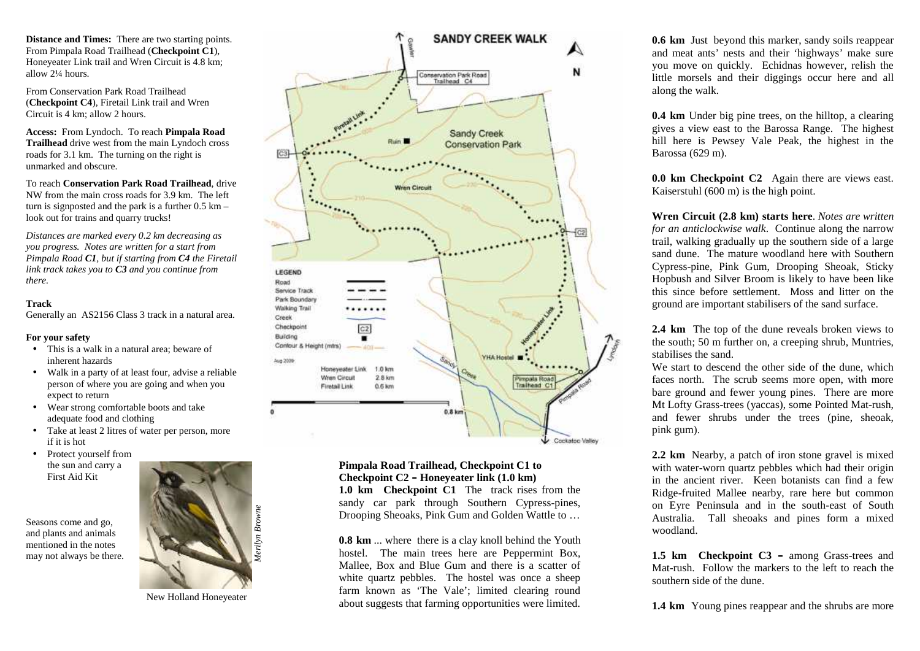**Distance and Times:** There are two starting points. From Pimpala Road Trailhead (**Checkpoint C1**), Honeyeater Link trail and Wren Circuit is 4.8 km; allow 2¼ hours.

From Conservation Park Road Trailhead (**Checkpoint C4**), Firetail Link trail and Wren Circuit is 4 km; allow 2 hours.

**Access:** From Lyndoch. To reach **Pimpala Road Trailhead** drive west from the main Lyndoch cross roads for 3.1 km. The turning on the right is unmarked and obscure.

To reach **Conservation Park Road Trailhead**, drive NW from the main cross roads for 3.9 km. The left turn is signposted and the park is a further 0.5 km – look out for trains and quarry trucks!

*Distances are marked every 0.2 km decreasing as you progress. Notes are written for a start from Pimpala Road **C1**, but if starting from **C4** the Firetail link track takes you to **C3** and you continue from there.*

**Track**

Generally an AS2156 Class 3 track in a natural area.

**For your safety**

- This is a walk in a natural area; beware of inherent hazards
- Walk in a party of at least four, advise a reliable person of where you are going and when you expect to return
- Wear strong comfortable boots and take adequate food and clothing
- Take at least 2 litres of water per person, more if it is hot
- Protect yourself from the sun and carry a First Aid Kit

Seasons come and go, and plants and animals mentioned in the notes may not always be there.

*Merilyn Browne*

New Holland Honeyeater

SANDY CREEK WALK

Gawler

Conservation Park Road Trailhead C4

N

Firetail Link

Ruin

Sandy Creek Conservation Park

C3

Wren Circuit

C2

Honeyeater Link

YHA Hostel

Sandy Creek

Pimpala Road Trailhead C1

Pimpala Road

Lyndoch

Cockatoo Valley

LEGEND
Road
Service Track
Park Boundary
Walking Trail
Creek
Checkpoint
Building
Contour & Height (mtrs)

Aug 2009

Honeyeater Link 1.0 km
Wren Circuit 2.8 km
Firetail Link 0.6 km

0 0.8 km

**Pimpala Road Trailhead, Checkpoint C1 to Checkpoint C2 – Honeyeater link (1.0 km)**

**1.0 km Checkpoint C1** The track rises from the sandy car park through Southern Cypress-pines, Drooping Sheoaks, Pink Gum and Golden Wattle to …

**0.8 km** ... where there is a clay knoll behind the Youth hostel. The main trees here are Peppermint Box, Mallee, Box and Blue Gum and there is a scatter of white quartz pebbles. The hostel was once a sheep farm known as 'The Vale'; limited clearing round about suggests that farming opportunities were limited.

**0.6 km** Just beyond this marker, sandy soils reappear and meat ants' nests and their 'highways' make sure you move on quickly. Echidnas however, relish the little morsels and their diggings occur here and all along the walk.

**0.4 km** Under big pine trees, on the hilltop, a clearing gives a view east to the Barossa Range. The highest hill here is Pewsey Vale Peak, the highest in the Barossa (629 m).

**0.0 km Checkpoint C2** Again there are views east. Kaiserstuhl (600 m) is the high point.

**Wren Circuit (2.8 km) starts here**. *Notes are written for an anticlockwise walk*. Continue along the narrow trail, walking gradually up the southern side of a large sand dune. The mature woodland here with Southern Cypress-pine, Pink Gum, Drooping Sheoak, Sticky Hopbush and Silver Broom is likely to have been like this since before settlement. Moss and litter on the ground are important stabilisers of the sand surface.

**2.4 km** The top of the dune reveals broken views to the south; 50 m further on, a creeping shrub, Muntries, stabilises the sand.

We start to descend the other side of the dune, which faces north. The scrub seems more open, with more bare ground and fewer young pines. There are more Mt Lofty Grass-trees (yaccas), some Pointed Mat-rush, and fewer shrubs under the trees (pine, sheoak, pink gum).

**2.2 km** Nearby, a patch of iron stone gravel is mixed with water-worn quartz pebbles which had their origin in the ancient river. Keen botanists can find a few Ridge-fruited Mallee nearby, rare here but common on Eyre Peninsula and in the south-east of South Australia. Tall sheoaks and pines form a mixed woodland.

**1.5 km Checkpoint C3 –** among Grass-trees and Mat-rush. Follow the markers to the left to reach the southern side of the dune.

**1.4 km** Young pines reappear and the shrubs are more